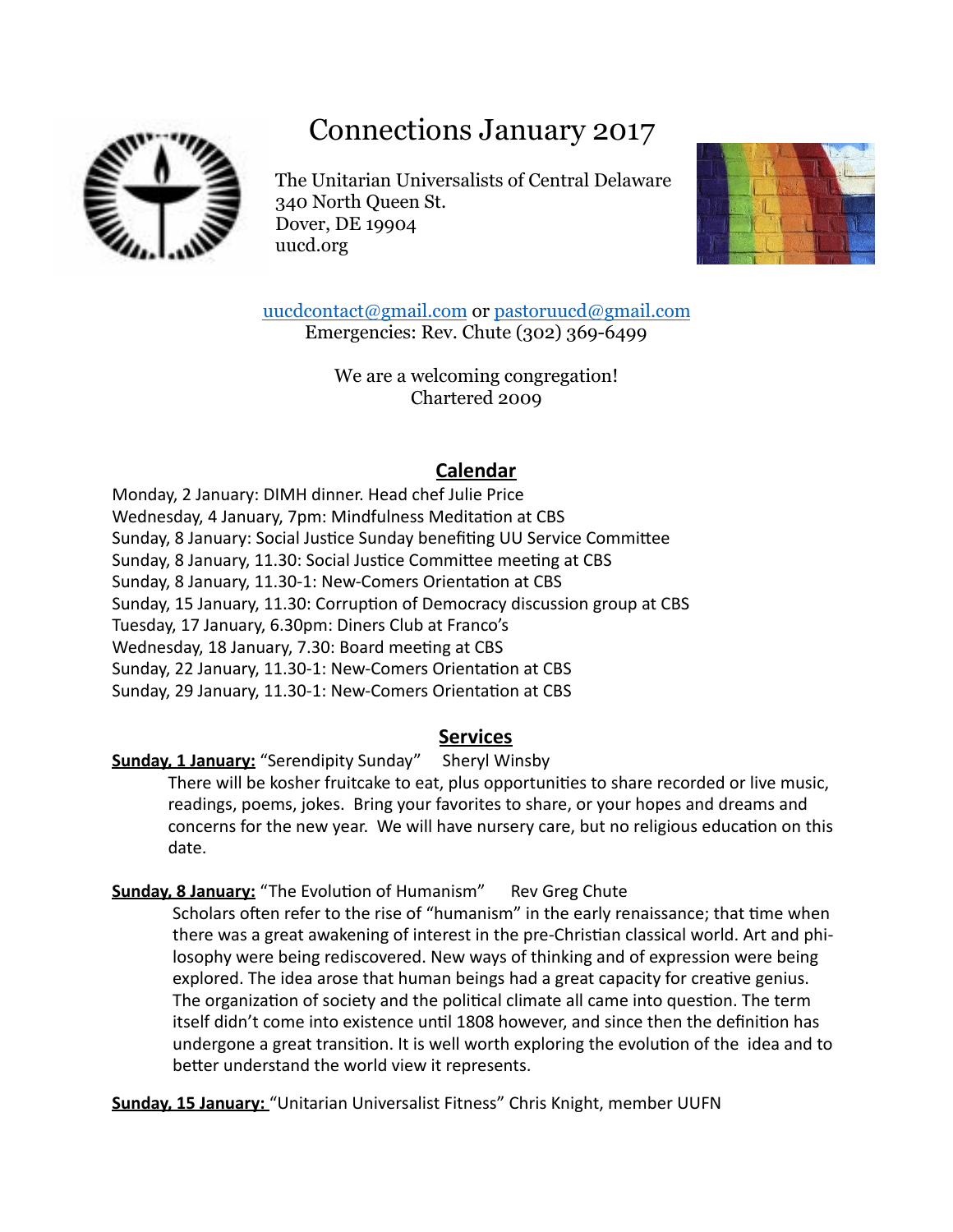# Connections January 2017

The Unitarian Universalists of Central Delaware
340 North Queen St.
Dover, DE 19904
uucd.org

uucdcontact@gmail.com or pastoruucd@gmail.com
Emergencies: Rev. Chute (302) 369-6499

We are a welcoming congregation!
Chartered 2009

## Calendar

Monday, 2 January: DIMH dinner. Head chef Julie Price
Wednesday, 4 January, 7pm: Mindfulness Meditation at CBS
Sunday, 8 January: Social Justice Sunday benefiting UU Service Committee
Sunday, 8 January, 11.30: Social Justice Committee meeting at CBS
Sunday, 8 January, 11.30-1: New-Comers Orientation at CBS
Sunday, 15 January, 11.30: Corruption of Democracy discussion group at CBS
Tuesday, 17 January, 6.30pm: Diners Club at Franco's
Wednesday, 18 January, 7.30: Board meeting at CBS
Sunday, 22 January, 11.30-1: New-Comers Orientation at CBS
Sunday, 29 January, 11.30-1: New-Comers Orientation at CBS

## Services

**Sunday, 1 January:** "Serendipity Sunday" Sheryl Winsby

There will be kosher fruitcake to eat, plus opportunities to share recorded or live music, readings, poems, jokes. Bring your favorites to share, or your hopes and dreams and concerns for the new year. We will have nursery care, but no religious education on this date.

**Sunday, 8 January:** "The Evolution of Humanism" Rev Greg Chute

Scholars often refer to the rise of "humanism" in the early renaissance; that time when there was a great awakening of interest in the pre-Christian classical world. Art and philosophy were being rediscovered. New ways of thinking and of expression were being explored. The idea arose that human beings had a great capacity for creative genius. The organization of society and the political climate all came into question. The term itself didn't come into existence until 1808 however, and since then the definition has undergone a great transition. It is well worth exploring the evolution of the idea and to better understand the world view it represents.

**Sunday, 15 January:** "Unitarian Universalist Fitness" Chris Knight, member UUFN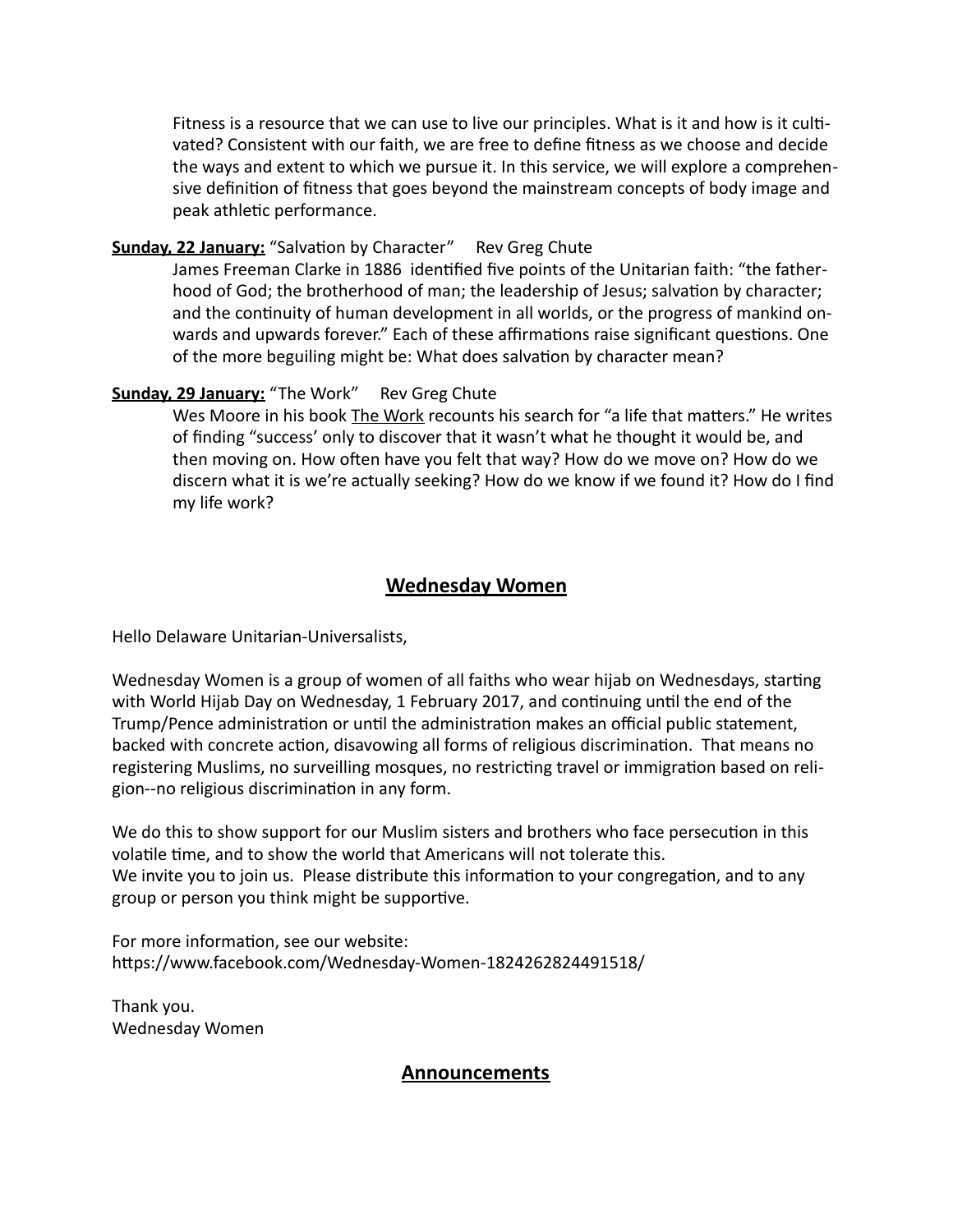Fitness is a resource that we can use to live our principles. What is it and how is it cultivated? Consistent with our faith, we are free to define fitness as we choose and decide the ways and extent to which we pursue it. In this service, we will explore a comprehensive definition of fitness that goes beyond the mainstream concepts of body image and peak athletic performance.

**Sunday, 22 January:** "Salvation by Character" Rev Greg Chute

James Freeman Clarke in 1886 identified five points of the Unitarian faith: "the fatherhood of God; the brotherhood of man; the leadership of Jesus; salvation by character; and the continuity of human development in all worlds, or the progress of mankind onwards and upwards forever." Each of these affirmations raise significant questions. One of the more beguiling might be: What does salvation by character mean?

**Sunday, 29 January:** "The Work" Rev Greg Chute

Wes Moore in his book The Work recounts his search for "a life that matters." He writes of finding "success' only to discover that it wasn't what he thought it would be, and then moving on. How often have you felt that way? How do we move on? How do we discern what it is we're actually seeking? How do we know if we found it? How do I find my life work?

## Wednesday Women

Hello Delaware Unitarian-Universalists,

Wednesday Women is a group of women of all faiths who wear hijab on Wednesdays, starting with World Hijab Day on Wednesday, 1 February 2017, and continuing until the end of the Trump/Pence administration or until the administration makes an official public statement, backed with concrete action, disavowing all forms of religious discrimination. That means no registering Muslims, no surveilling mosques, no restricting travel or immigration based on religion--no religious discrimination in any form.

We do this to show support for our Muslim sisters and brothers who face persecution in this volatile time, and to show the world that Americans will not tolerate this.
We invite you to join us. Please distribute this information to your congregation, and to any group or person you think might be supportive.

For more information, see our website:
https://www.facebook.com/Wednesday-Women-1824262824491518/

Thank you.
Wednesday Women

## Announcements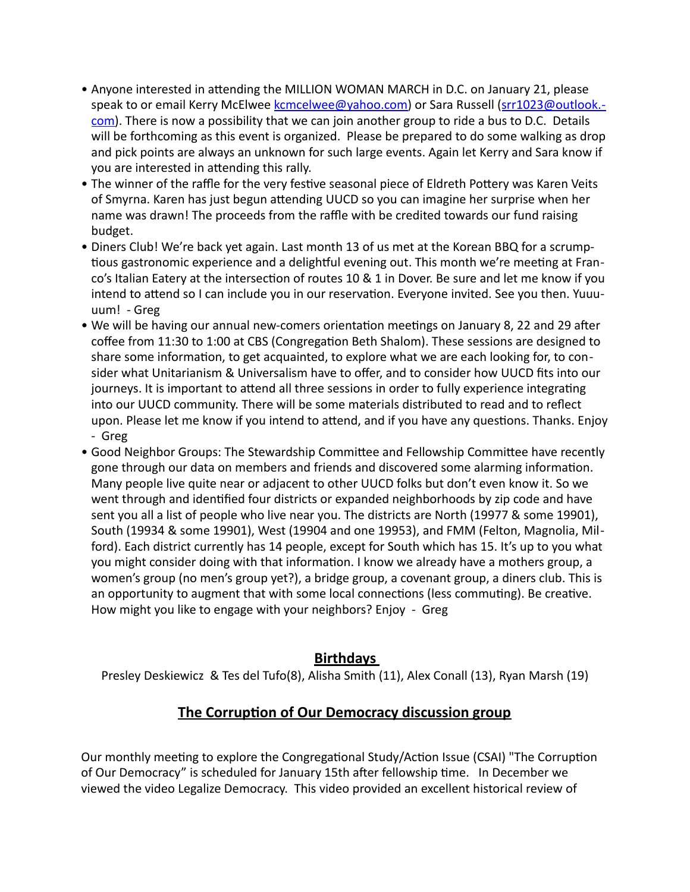- Anyone interested in attending the MILLION WOMAN MARCH in D.C. on January 21, please speak to or email Kerry McElwee [kcmcelwee@yahoo.com](mailto:kcmcelwee@yahoo.com)) or Sara Russell ([srr1023@outlook.com](mailto:srr1023@outlook.com)). There is now a possibility that we can join another group to ride a bus to D.C. Details will be forthcoming as this event is organized. Please be prepared to do some walking as drop and pick points are always an unknown for such large events. Again let Kerry and Sara know if you are interested in attending this rally.
- The winner of the raffle for the very festive seasonal piece of Eldreth Pottery was Karen Veits of Smyrna. Karen has just begun attending UUCD so you can imagine her surprise when her name was drawn! The proceeds from the raffle with be credited towards our fund raising budget.
- Diners Club! We're back yet again. Last month 13 of us met at the Korean BBQ for a scrumptious gastronomic experience and a delightful evening out. This month we're meeting at Franco's Italian Eatery at the intersection of routes 10 & 1 in Dover. Be sure and let me know if you intend to attend so I can include you in our reservation. Everyone invited. See you then. Yuuuuum! - Greg
- We will be having our annual new-comers orientation meetings on January 8, 22 and 29 after coffee from 11:30 to 1:00 at CBS (Congregation Beth Shalom). These sessions are designed to share some information, to get acquainted, to explore what we are each looking for, to consider what Unitarianism & Universalism have to offer, and to consider how UUCD fits into our journeys. It is important to attend all three sessions in order to fully experience integrating into our UUCD community. There will be some materials distributed to read and to reflect upon. Please let me know if you intend to attend, and if you have any questions. Thanks. Enjoy - Greg
- Good Neighbor Groups: The Stewardship Committee and Fellowship Committee have recently gone through our data on members and friends and discovered some alarming information. Many people live quite near or adjacent to other UUCD folks but don't even know it. So we went through and identified four districts or expanded neighborhoods by zip code and have sent you all a list of people who live near you. The districts are North (19977 & some 19901), South (19934 & some 19901), West (19904 and one 19953), and FMM (Felton, Magnolia, Milford). Each district currently has 14 people, except for South which has 15. It's up to you what you might consider doing with that information. I know we already have a mothers group, a women's group (no men's group yet?), a bridge group, a covenant group, a diners club. This is an opportunity to augment that with some local connections (less commuting). Be creative. How might you like to engage with your neighbors? Enjoy - Greg

## Birthdays

Presley Deskiewicz & Tes del Tufo(8), Alisha Smith (11), Alex Conall (13), Ryan Marsh (19)

## The Corruption of Our Democracy discussion group

Our monthly meeting to explore the Congregational Study/Action Issue (CSAI) "The Corruption of Our Democracy" is scheduled for January 15th after fellowship time. In December we viewed the video Legalize Democracy. This video provided an excellent historical review of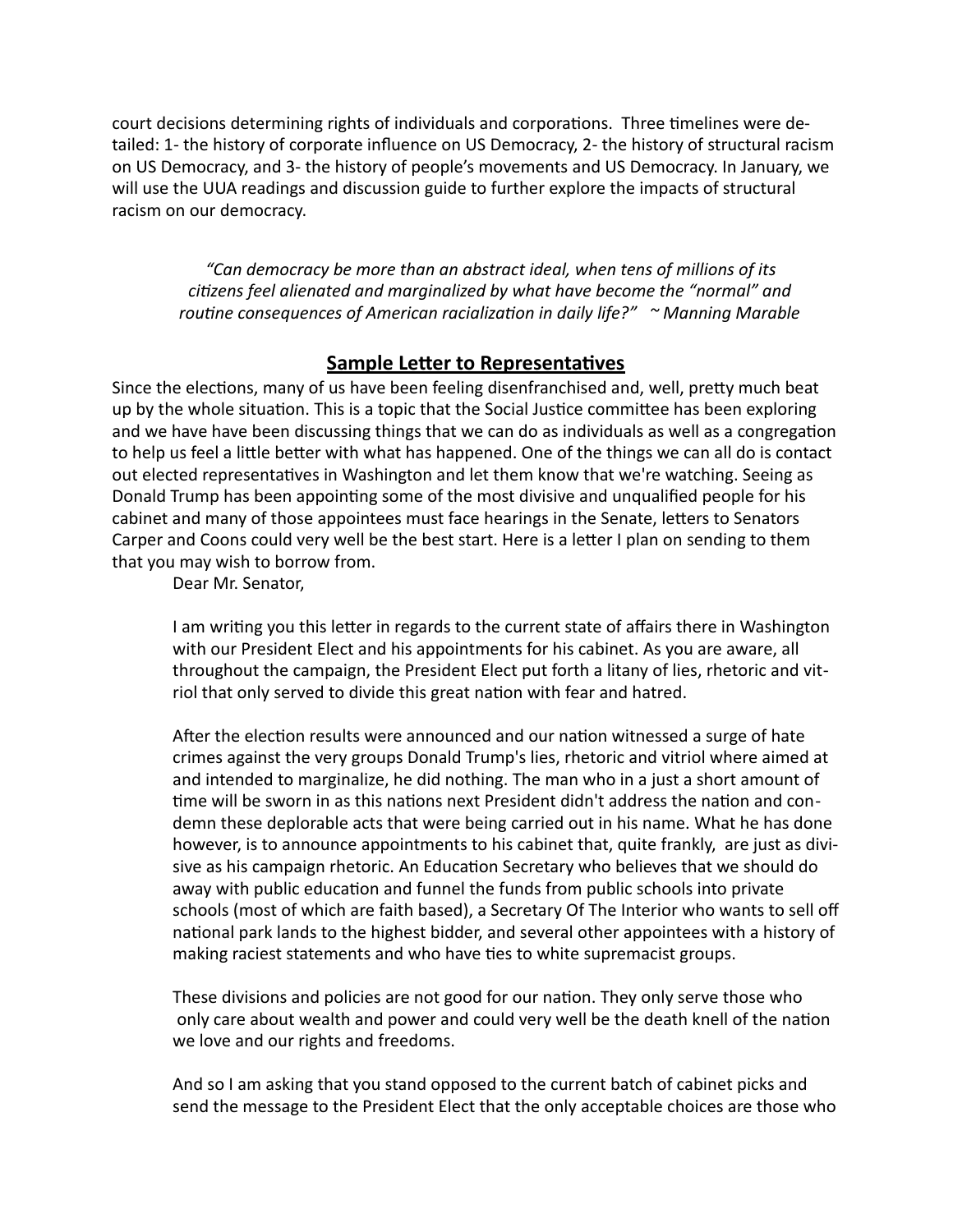court decisions determining rights of individuals and corporations. Three timelines were detailed: 1- the history of corporate influence on US Democracy, 2- the history of structural racism on US Democracy, and 3- the history of people's movements and US Democracy. In January, we will use the UUA readings and discussion guide to further explore the impacts of structural racism on our democracy.

> *"Can democracy be more than an abstract ideal, when tens of millions of its citizens feel alienated and marginalized by what have become the "normal" and routine consequences of American racialization in daily life?" ~ Manning Marable*

## Sample Letter to Representatives

Since the elections, many of us have been feeling disenfranchised and, well, pretty much beat up by the whole situation. This is a topic that the Social Justice committee has been exploring and we have have been discussing things that we can do as individuals as well as a congregation to help us feel a little better with what has happened. One of the things we can all do is contact out elected representatives in Washington and let them know that we're watching. Seeing as Donald Trump has been appointing some of the most divisive and unqualified people for his cabinet and many of those appointees must face hearings in the Senate, letters to Senators Carper and Coons could very well be the best start. Here is a letter I plan on sending to them that you may wish to borrow from.

Dear Mr. Senator,

I am writing you this letter in regards to the current state of affairs there in Washington with our President Elect and his appointments for his cabinet. As you are aware, all throughout the campaign, the President Elect put forth a litany of lies, rhetoric and vitriol that only served to divide this great nation with fear and hatred.

After the election results were announced and our nation witnessed a surge of hate crimes against the very groups Donald Trump's lies, rhetoric and vitriol where aimed at and intended to marginalize, he did nothing. The man who in a just a short amount of time will be sworn in as this nations next President didn't address the nation and condemn these deplorable acts that were being carried out in his name. What he has done however, is to announce appointments to his cabinet that, quite frankly, are just as divisive as his campaign rhetoric. An Education Secretary who believes that we should do away with public education and funnel the funds from public schools into private schools (most of which are faith based), a Secretary Of The Interior who wants to sell off national park lands to the highest bidder, and several other appointees with a history of making raciest statements and who have ties to white supremacist groups.

These divisions and policies are not good for our nation. They only serve those who only care about wealth and power and could very well be the death knell of the nation we love and our rights and freedoms.

And so I am asking that you stand opposed to the current batch of cabinet picks and send the message to the President Elect that the only acceptable choices are those who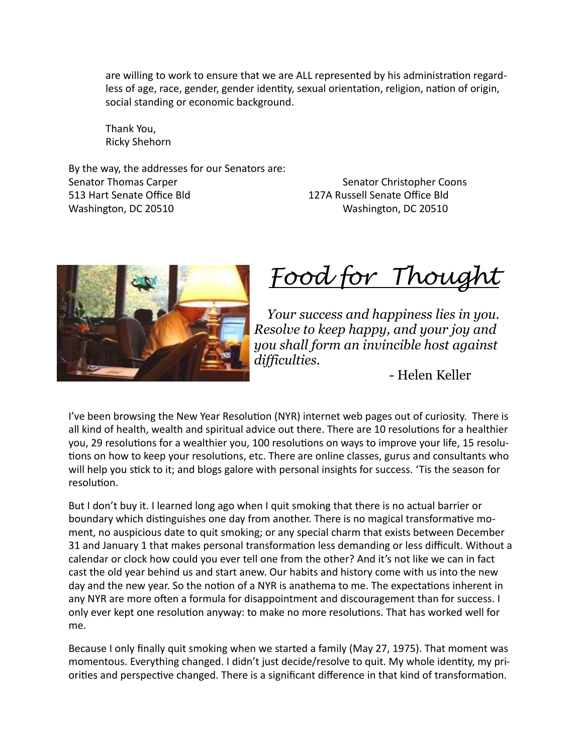are willing to work to ensure that we are ALL represented by his administration regardless of age, race, gender, gender identity, sexual orientation, religion, nation of origin, social standing or economic background.

Thank You,
Ricky Shehorn

By the way, the addresses for our Senators are:

Senator Thomas Carper
513 Hart Senate Office Bld
Washington, DC 20510

Senator Christopher Coons
127A Russell Senate Office Bld
Washington, DC 20510

# Food for Thought

*Your success and happiness lies in you. Resolve to keep happy, and your joy and you shall form an invincible host against difficulties.*

- Helen Keller

I've been browsing the New Year Resolution (NYR) internet web pages out of curiosity. There is all kind of health, wealth and spiritual advice out there. There are 10 resolutions for a healthier you, 29 resolutions for a wealthier you, 100 resolutions on ways to improve your life, 15 resolutions on how to keep your resolutions, etc. There are online classes, gurus and consultants who will help you stick to it; and blogs galore with personal insights for success. 'Tis the season for resolution.

But I don't buy it. I learned long ago when I quit smoking that there is no actual barrier or boundary which distinguishes one day from another. There is no magical transformative moment, no auspicious date to quit smoking; or any special charm that exists between December 31 and January 1 that makes personal transformation less demanding or less difficult. Without a calendar or clock how could you ever tell one from the other? And it's not like we can in fact cast the old year behind us and start anew. Our habits and history come with us into the new day and the new year. So the notion of a NYR is anathema to me. The expectations inherent in any NYR are more often a formula for disappointment and discouragement than for success. I only ever kept one resolution anyway: to make no more resolutions. That has worked well for me.

Because I only finally quit smoking when we started a family (May 27, 1975). That moment was momentous. Everything changed. I didn't just decide/resolve to quit. My whole identity, my priorities and perspective changed. There is a significant difference in that kind of transformation.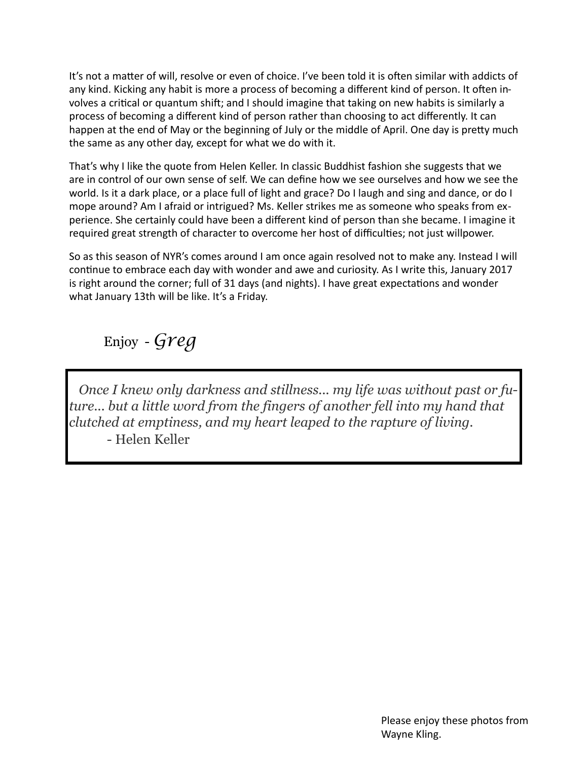It's not a matter of will, resolve or even of choice. I've been told it is often similar with addicts of any kind. Kicking any habit is more a process of becoming a different kind of person. It often involves a critical or quantum shift; and I should imagine that taking on new habits is similarly a process of becoming a different kind of person rather than choosing to act differently. It can happen at the end of May or the beginning of July or the middle of April. One day is pretty much the same as any other day, except for what we do with it.

That's why I like the quote from Helen Keller. In classic Buddhist fashion she suggests that we are in control of our own sense of self. We can define how we see ourselves and how we see the world. Is it a dark place, or a place full of light and grace? Do I laugh and sing and dance, or do I mope around? Am I afraid or intrigued? Ms. Keller strikes me as someone who speaks from experience. She certainly could have been a different kind of person than she became. I imagine it required great strength of character to overcome her host of difficulties; not just willpower.

So as this season of NYR's comes around I am once again resolved not to make any. Instead I will continue to embrace each day with wonder and awe and curiosity. As I write this, January 2017 is right around the corner; full of 31 days (and nights). I have great expectations and wonder what January 13th will be like. It's a Friday.

Enjoy - *Greg*

> *Once I knew only darkness and stillness... my life was without past or future... but a little word from the fingers of another fell into my hand that clutched at emptiness, and my heart leaped to the rapture of living.*
>
> - Helen Keller

Please enjoy these photos from Wayne Kling.